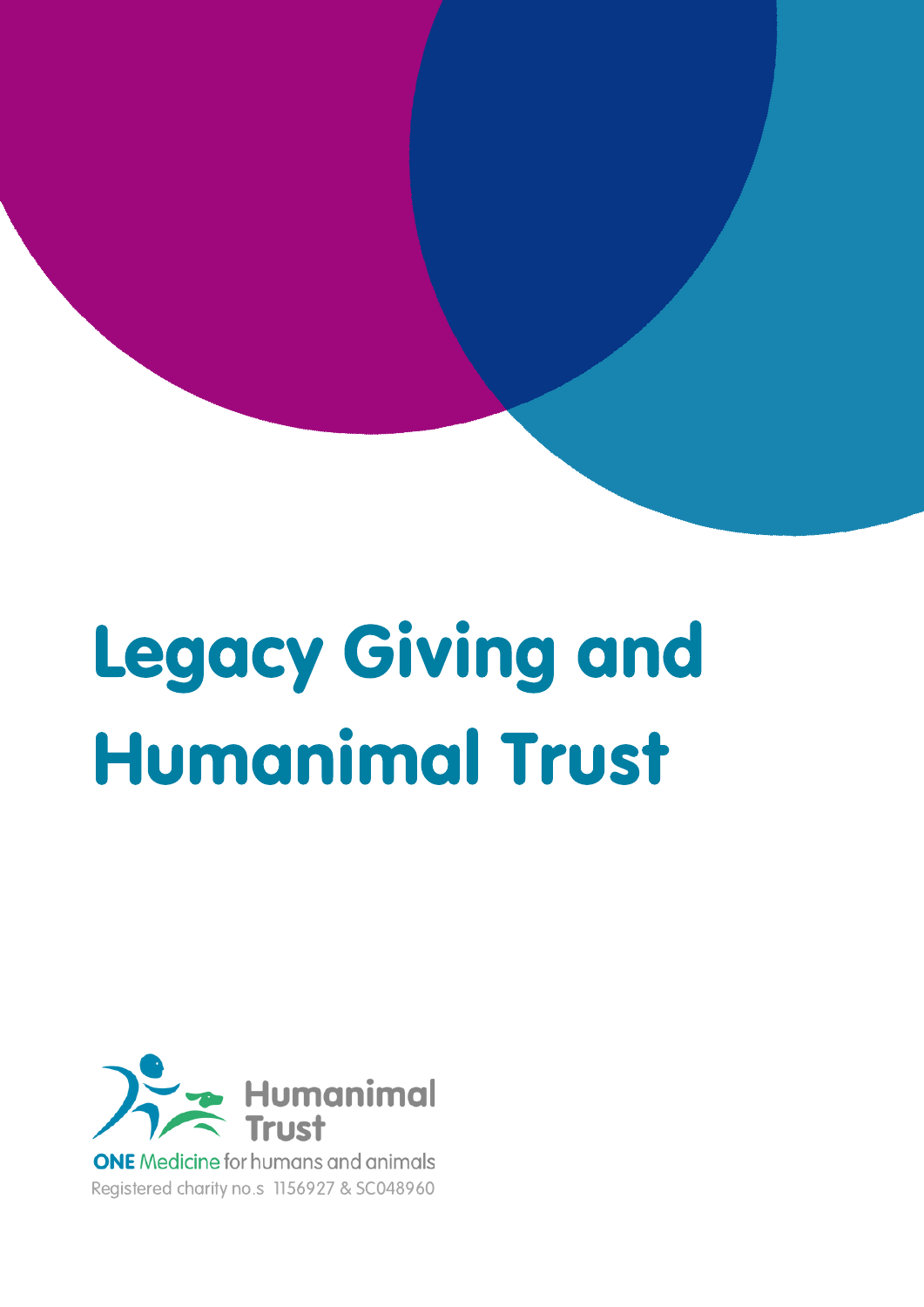# Legacy Giving and Humanimal Trust

Humanimal Trust

**ONE** Medicine for humans and animals

Registered charity no.s 1156927 & SC048960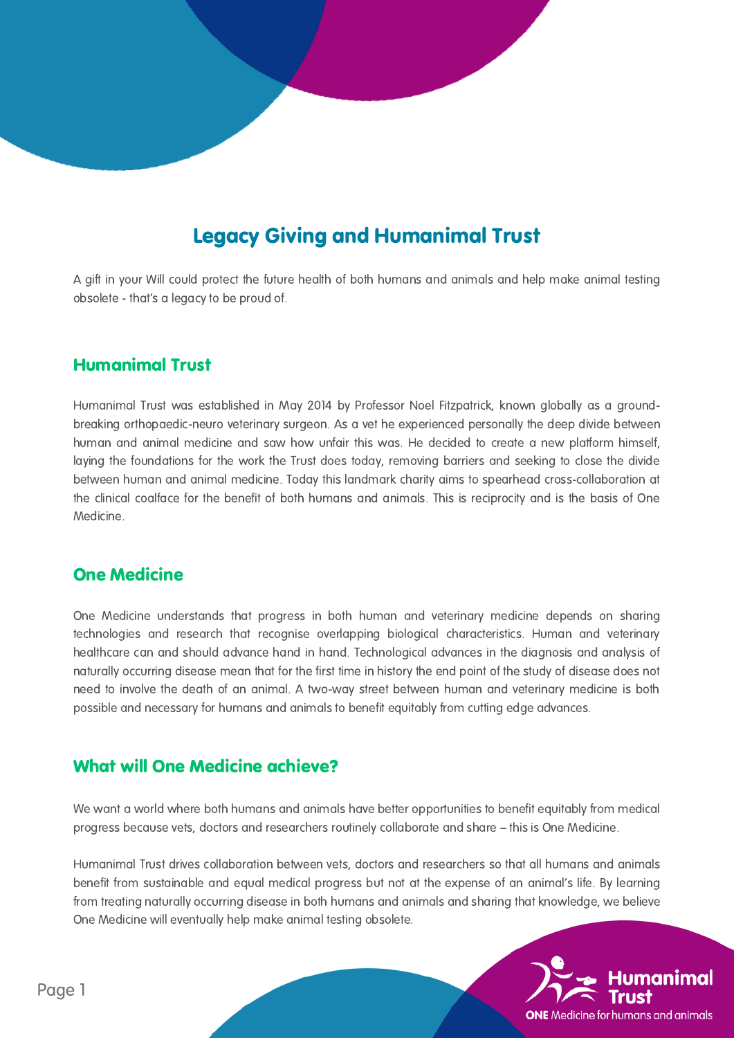# Legacy Giving and Humanimal Trust

A gift in your Will could protect the future health of both humans and animals and help make animal testing obsolete - that's a legacy to be proud of.

## Humanimal Trust

Humanimal Trust was established in May 2014 by Professor Noel Fitzpatrick, known globally as a ground-breaking orthopaedic-neuro veterinary surgeon. As a vet he experienced personally the deep divide between human and animal medicine and saw how unfair this was. He decided to create a new platform himself, laying the foundations for the work the Trust does today, removing barriers and seeking to close the divide between human and animal medicine. Today this landmark charity aims to spearhead cross-collaboration at the clinical coalface for the benefit of both humans and animals. This is reciprocity and is the basis of One Medicine.

## One Medicine

One Medicine understands that progress in both human and veterinary medicine depends on sharing technologies and research that recognise overlapping biological characteristics. Human and veterinary healthcare can and should advance hand in hand. Technological advances in the diagnosis and analysis of naturally occurring disease mean that for the first time in history the end point of the study of disease does not need to involve the death of an animal. A two-way street between human and veterinary medicine is both possible and necessary for humans and animals to benefit equitably from cutting edge advances.

## What will One Medicine achieve?

We want a world where both humans and animals have better opportunities to benefit equitably from medical progress because vets, doctors and researchers routinely collaborate and share – this is One Medicine.

Humanimal Trust drives collaboration between vets, doctors and researchers so that all humans and animals benefit from sustainable and equal medical progress but not at the expense of an animal's life. By learning from treating naturally occurring disease in both humans and animals and sharing that knowledge, we believe One Medicine will eventually help make animal testing obsolete.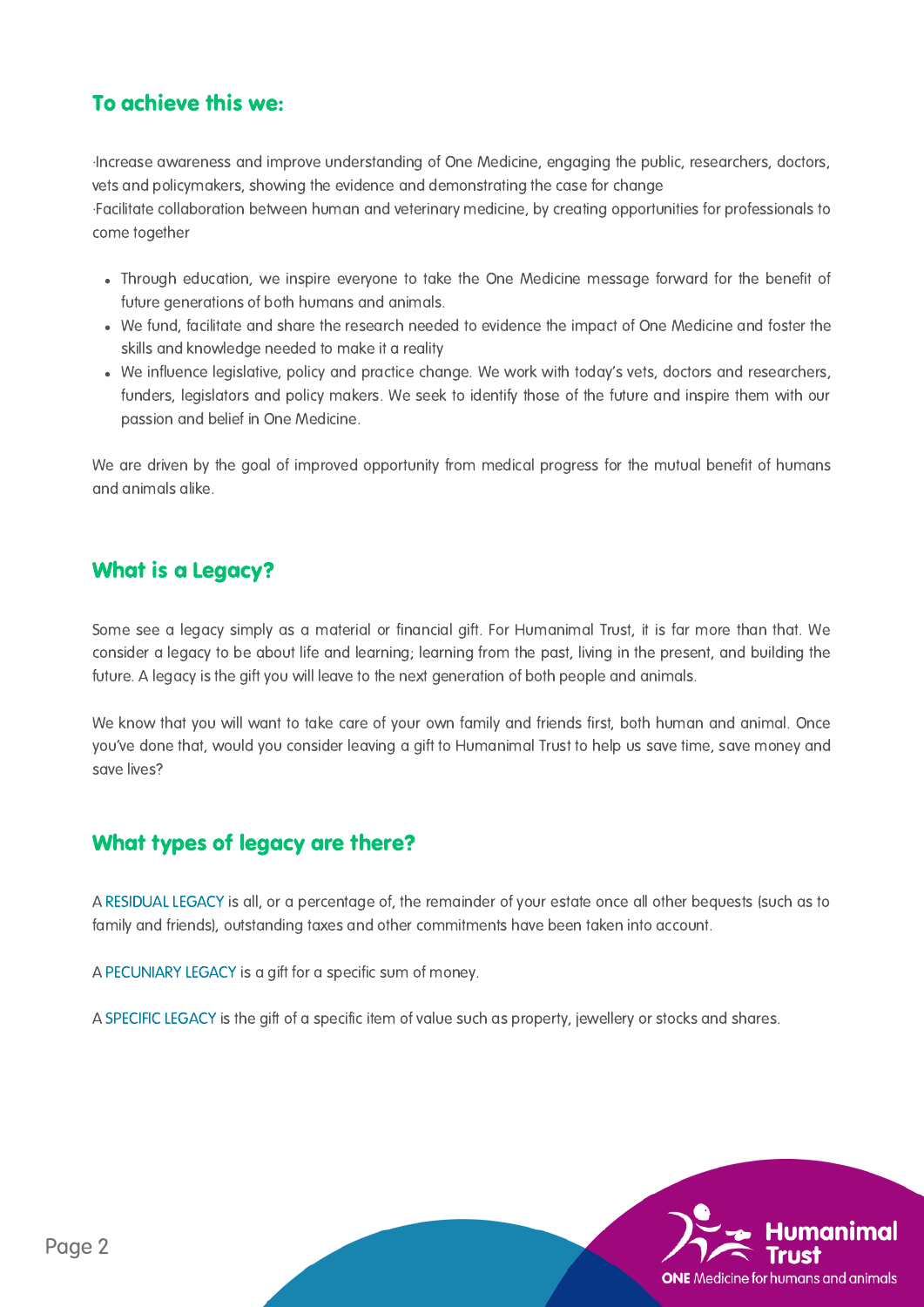## To achieve this we:

·Increase awareness and improve understanding of One Medicine, engaging the public, researchers, doctors, vets and policymakers, showing the evidence and demonstrating the case for change
·Facilitate collaboration between human and veterinary medicine, by creating opportunities for professionals to come together

- Through education, we inspire everyone to take the One Medicine message forward for the benefit of future generations of both humans and animals.
- We fund, facilitate and share the research needed to evidence the impact of One Medicine and foster the skills and knowledge needed to make it a reality
- We influence legislative, policy and practice change. We work with today's vets, doctors and researchers, funders, legislators and policy makers. We seek to identify those of the future and inspire them with our passion and belief in One Medicine.

We are driven by the goal of improved opportunity from medical progress for the mutual benefit of humans and animals alike.

## What is a Legacy?

Some see a legacy simply as a material or financial gift. For Humanimal Trust, it is far more than that. We consider a legacy to be about life and learning; learning from the past, living in the present, and building the future. A legacy is the gift you will leave to the next generation of both people and animals.

We know that you will want to take care of your own family and friends first, both human and animal. Once you've done that, would you consider leaving a gift to Humanimal Trust to help us save time, save money and save lives?

## What types of legacy are there?

A RESIDUAL LEGACY is all, or a percentage of, the remainder of your estate once all other bequests (such as to family and friends), outstanding taxes and other commitments have been taken into account.

A PECUNIARY LEGACY is a gift for a specific sum of money.

A SPECIFIC LEGACY is the gift of a specific item of value such as property, jewellery or stocks and shares.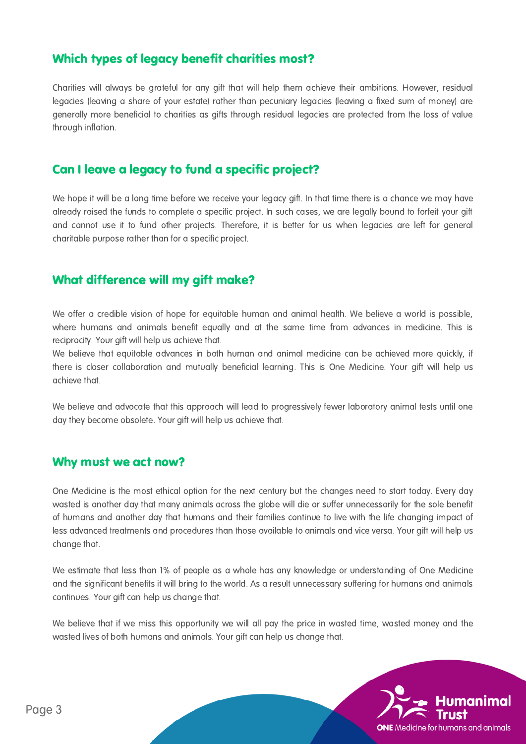## Which types of legacy benefit charities most?

Charities will always be grateful for any gift that will help them achieve their ambitions. However, residual legacies (leaving a share of your estate) rather than pecuniary legacies (leaving a fixed sum of money) are generally more beneficial to charities as gifts through residual legacies are protected from the loss of value through inflation.

## Can I leave a legacy to fund a specific project?

We hope it will be a long time before we receive your legacy gift. In that time there is a chance we may have already raised the funds to complete a specific project. In such cases, we are legally bound to forfeit your gift and cannot use it to fund other projects. Therefore, it is better for us when legacies are left for general charitable purpose rather than for a specific project.

## What difference will my gift make?

We offer a credible vision of hope for equitable human and animal health. We believe a world is possible, where humans and animals benefit equally and at the same time from advances in medicine. This is reciprocity. Your gift will help us achieve that.

We believe that equitable advances in both human and animal medicine can be achieved more quickly, if there is closer collaboration and mutually beneficial learning. This is One Medicine. Your gift will help us achieve that.

We believe and advocate that this approach will lead to progressively fewer laboratory animal tests until one day they become obsolete. Your gift will help us achieve that.

## Why must we act now?

One Medicine is the most ethical option for the next century but the changes need to start today. Every day wasted is another day that many animals across the globe will die or suffer unnecessarily for the sole benefit of humans and another day that humans and their families continue to live with the life changing impact of less advanced treatments and procedures than those available to animals and vice versa. Your gift will help us change that.

We estimate that less than 1% of people as a whole has any knowledge or understanding of One Medicine and the significant benefits it will bring to the world. As a result unnecessary suffering for humans and animals continues. Your gift can help us change that.

We believe that if we miss this opportunity we will all pay the price in wasted time, wasted money and the wasted lives of both humans and animals. Your gift can help us change that.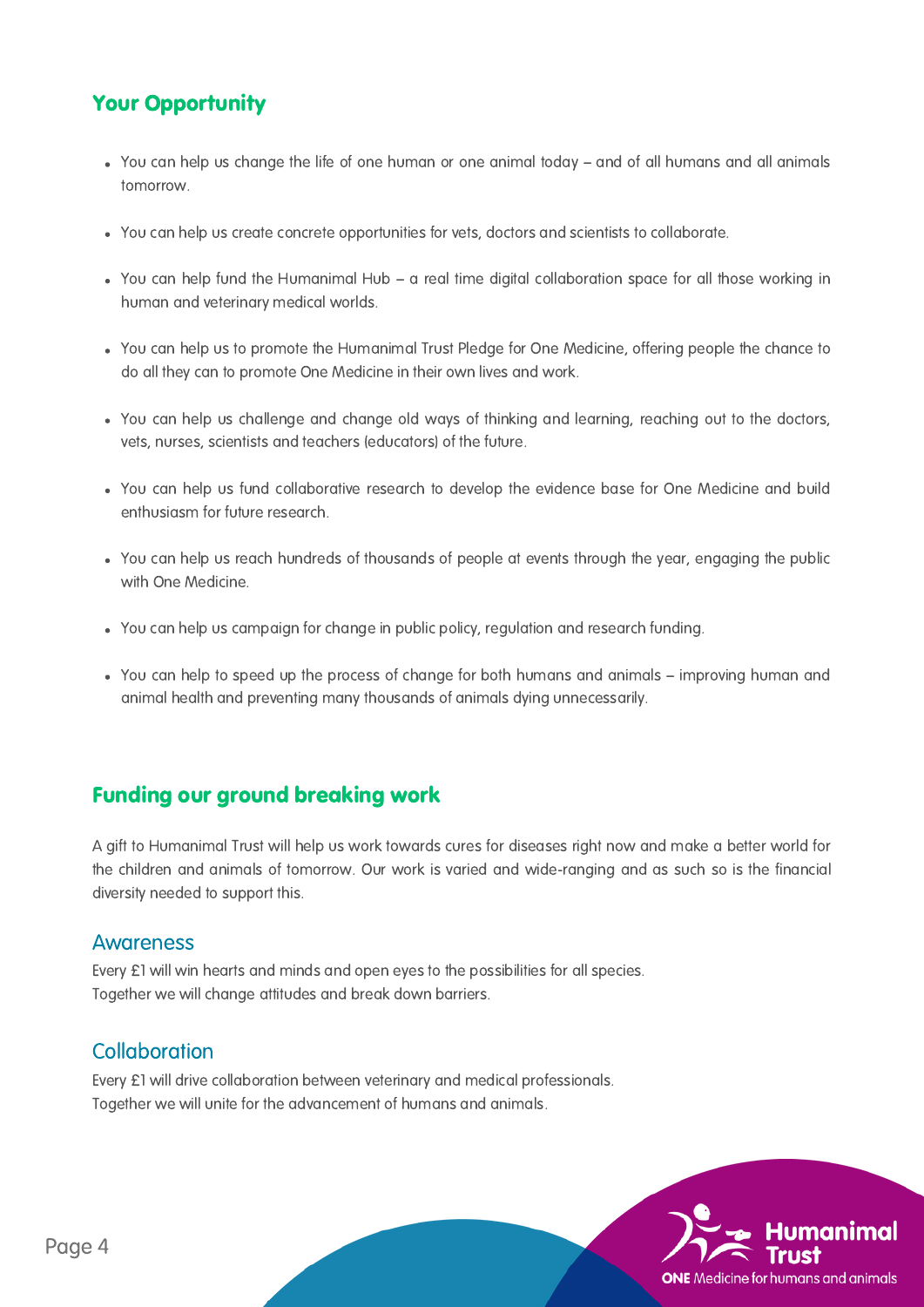## Your Opportunity

- You can help us change the life of one human or one animal today – and of all humans and all animals tomorrow.
- You can help us create concrete opportunities for vets, doctors and scientists to collaborate.
- You can help fund the Humanimal Hub – a real time digital collaboration space for all those working in human and veterinary medical worlds.
- You can help us to promote the Humanimal Trust Pledge for One Medicine, offering people the chance to do all they can to promote One Medicine in their own lives and work.
- You can help us challenge and change old ways of thinking and learning, reaching out to the doctors, vets, nurses, scientists and teachers (educators) of the future.
- You can help us fund collaborative research to develop the evidence base for One Medicine and build enthusiasm for future research.
- You can help us reach hundreds of thousands of people at events through the year, engaging the public with One Medicine.
- You can help us campaign for change in public policy, regulation and research funding.
- You can help to speed up the process of change for both humans and animals – improving human and animal health and preventing many thousands of animals dying unnecessarily.

## Funding our ground breaking work

A gift to Humanimal Trust will help us work towards cures for diseases right now and make a better world for the children and animals of tomorrow. Our work is varied and wide-ranging and as such so is the financial diversity needed to support this.

### Awareness

Every £1 will win hearts and minds and open eyes to the possibilities for all species.
Together we will change attitudes and break down barriers.

### Collaboration

Every £1 will drive collaboration between veterinary and medical professionals.
Together we will unite for the advancement of humans and animals.

Humanimal Trust
**ONE** Medicine for humans and animals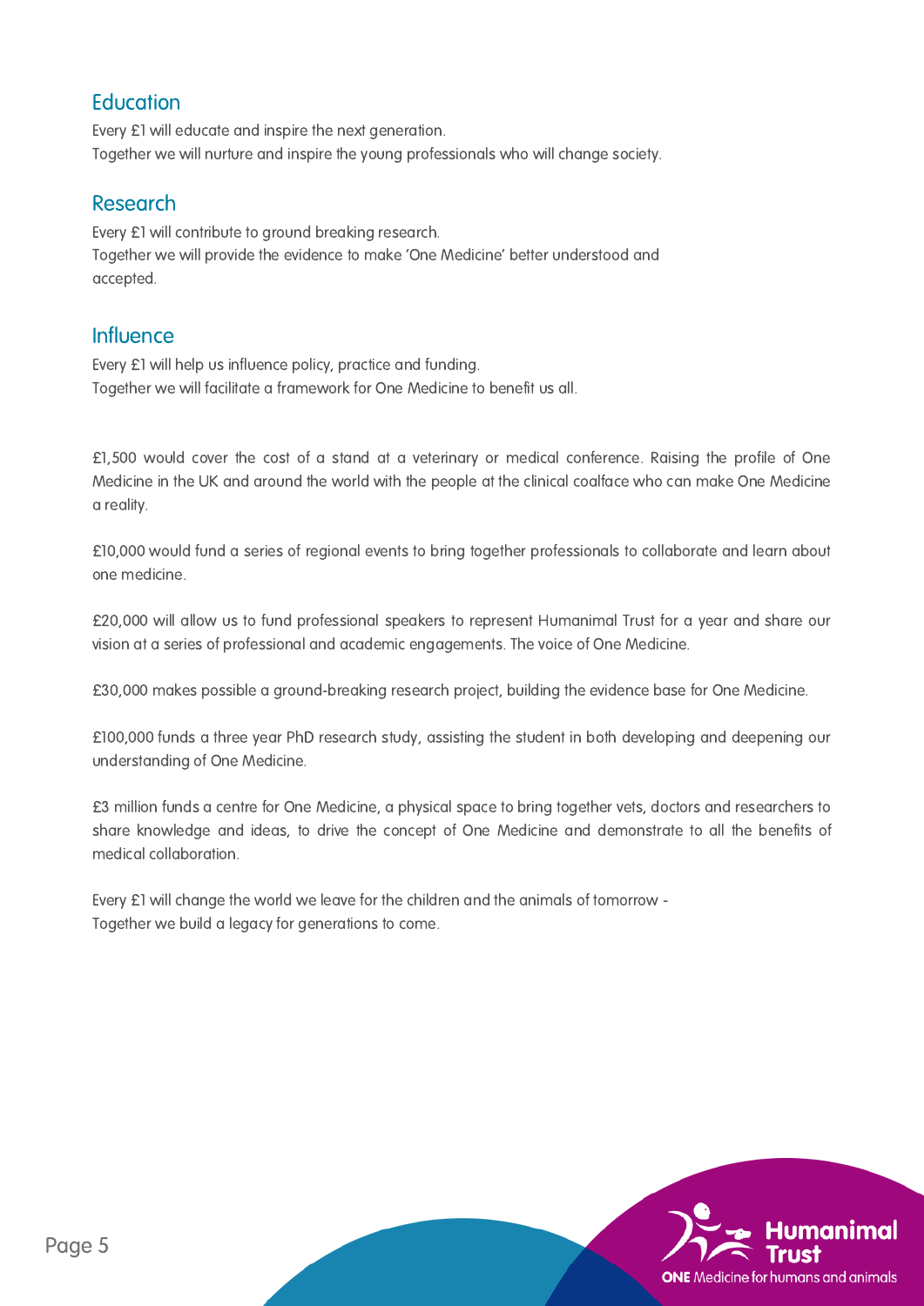## Education

Every £1 will educate and inspire the next generation.
Together we will nurture and inspire the young professionals who will change society.

## Research

Every £1 will contribute to ground breaking research.
Together we will provide the evidence to make 'One Medicine' better understood and accepted.

## Influence

Every £1 will help us influence policy, practice and funding.
Together we will facilitate a framework for One Medicine to benefit us all.

£1,500 would cover the cost of a stand at a veterinary or medical conference. Raising the profile of One Medicine in the UK and around the world with the people at the clinical coalface who can make One Medicine a reality.

£10,000 would fund a series of regional events to bring together professionals to collaborate and learn about one medicine.

£20,000 will allow us to fund professional speakers to represent Humanimal Trust for a year and share our vision at a series of professional and academic engagements. The voice of One Medicine.

£30,000 makes possible a ground-breaking research project, building the evidence base for One Medicine.

£100,000 funds a three year PhD research study, assisting the student in both developing and deepening our understanding of One Medicine.

£3 million funds a centre for One Medicine, a physical space to bring together vets, doctors and researchers to share knowledge and ideas, to drive the concept of One Medicine and demonstrate to all the benefits of medical collaboration.

Every £1 will change the world we leave for the children and the animals of tomorrow -
Together we build a legacy for generations to come.

Humanimal Trust
**ONE** Medicine for humans and animals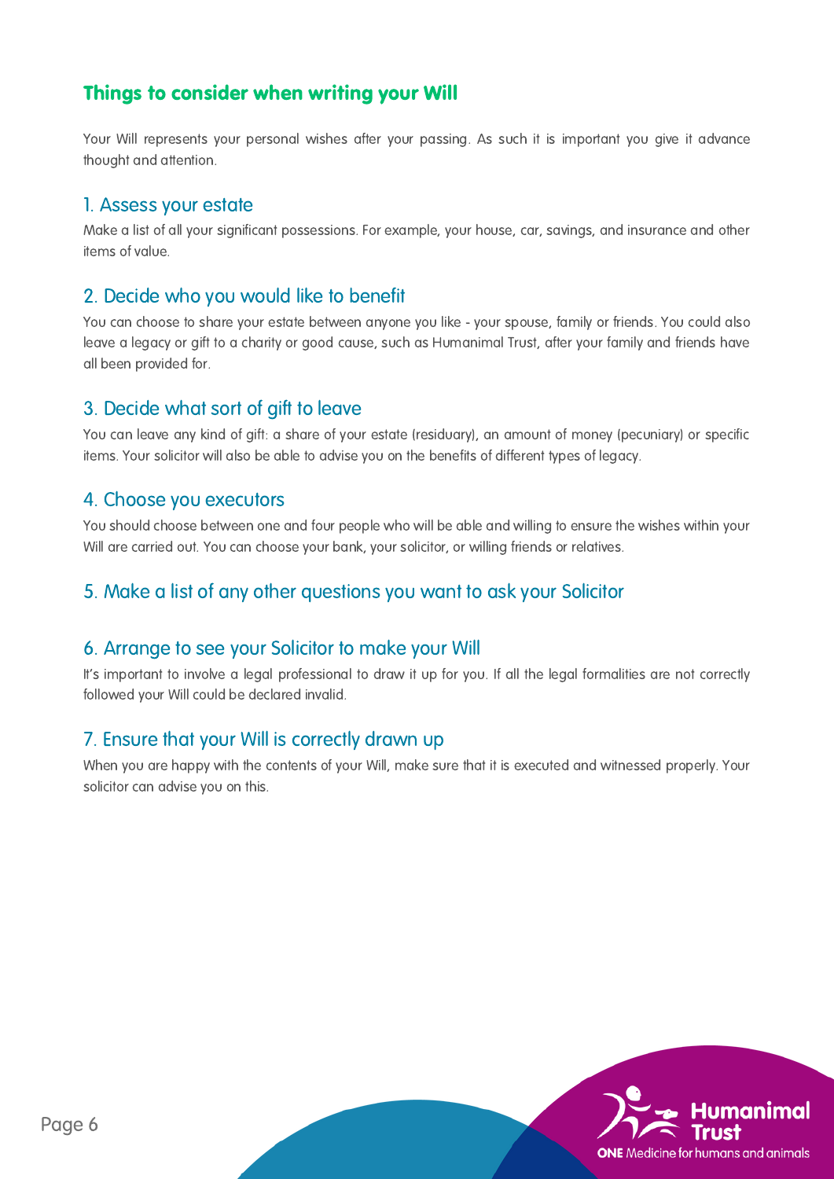## Things to consider when writing your Will

Your Will represents your personal wishes after your passing. As such it is important you give it advance thought and attention.

### 1. Assess your estate

Make a list of all your significant possessions. For example, your house, car, savings, and insurance and other items of value.

### 2. Decide who you would like to benefit

You can choose to share your estate between anyone you like - your spouse, family or friends. You could also leave a legacy or gift to a charity or good cause, such as Humanimal Trust, after your family and friends have all been provided for.

### 3. Decide what sort of gift to leave

You can leave any kind of gift: a share of your estate (residuary), an amount of money (pecuniary) or specific items. Your solicitor will also be able to advise you on the benefits of different types of legacy.

### 4. Choose you executors

You should choose between one and four people who will be able and willing to ensure the wishes within your Will are carried out. You can choose your bank, your solicitor, or willing friends or relatives.

### 5. Make a list of any other questions you want to ask your Solicitor

### 6. Arrange to see your Solicitor to make your Will

It's important to involve a legal professional to draw it up for you. If all the legal formalities are not correctly followed your Will could be declared invalid.

### 7. Ensure that your Will is correctly drawn up

When you are happy with the contents of your Will, make sure that it is executed and witnessed properly. Your solicitor can advise you on this.

Humanimal Trust
ONE Medicine for humans and animals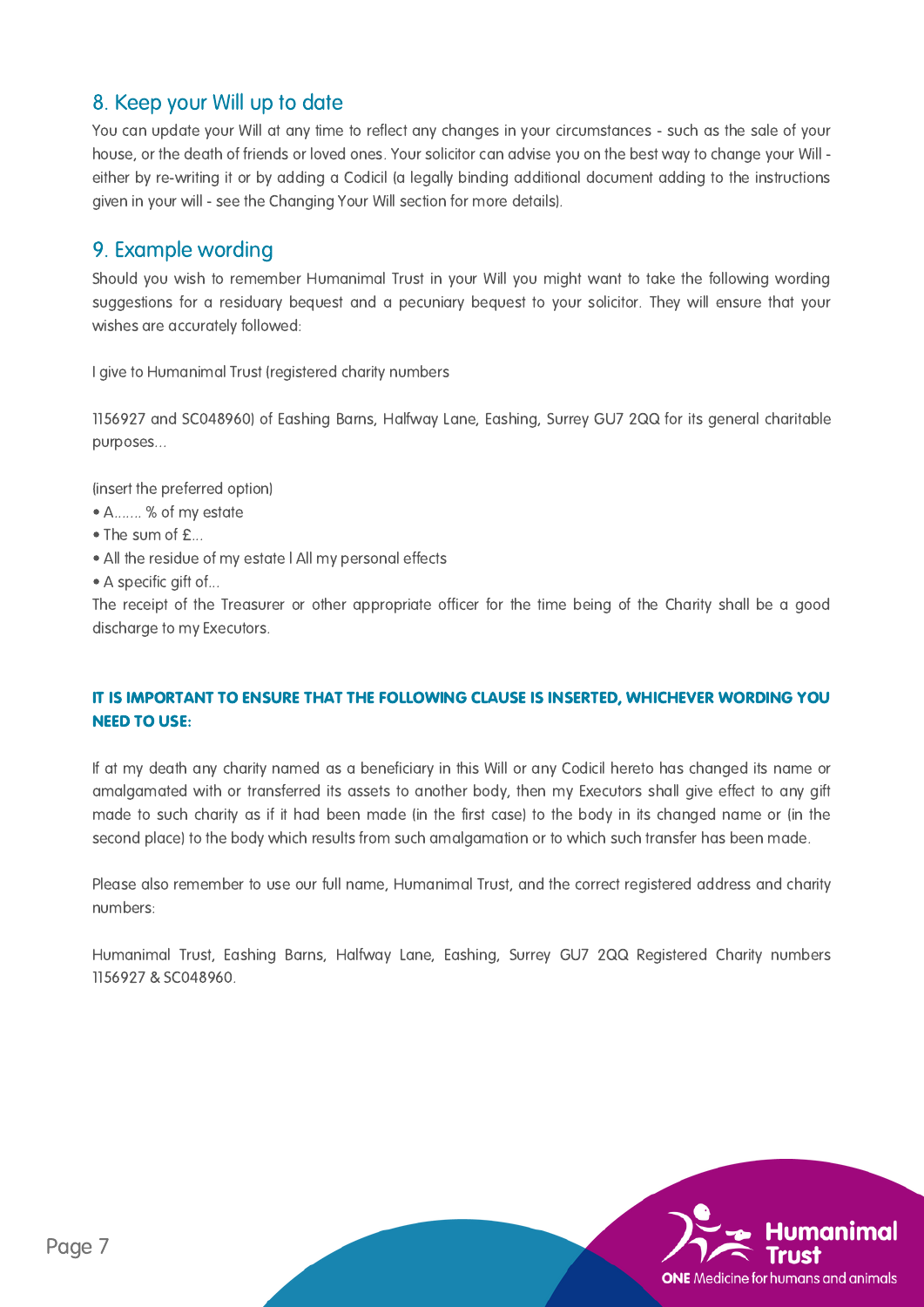## 8. Keep your Will up to date

You can update your Will at any time to reflect any changes in your circumstances - such as the sale of your house, or the death of friends or loved ones. Your solicitor can advise you on the best way to change your Will - either by re-writing it or by adding a Codicil (a legally binding additional document adding to the instructions given in your will - see the Changing Your Will section for more details).

## 9. Example wording

Should you wish to remember Humanimal Trust in your Will you might want to take the following wording suggestions for a residuary bequest and a pecuniary bequest to your solicitor. They will ensure that your wishes are accurately followed:

I give to Humanimal Trust (registered charity numbers

1156927 and SC048960) of Eashing Barns, Halfway Lane, Eashing, Surrey GU7 2QQ for its general charitable purposes...

(insert the preferred option)

- A....... % of my estate
- The sum of £...
- All the residue of my estate I All my personal effects
- A specific gift of...

The receipt of the Treasurer or other appropriate officer for the time being of the Charity shall be a good discharge to my Executors.

**IT IS IMPORTANT TO ENSURE THAT THE FOLLOWING CLAUSE IS INSERTED, WHICHEVER WORDING YOU NEED TO USE:**

If at my death any charity named as a beneficiary in this Will or any Codicil hereto has changed its name or amalgamated with or transferred its assets to another body, then my Executors shall give effect to any gift made to such charity as if it had been made (in the first case) to the body in its changed name or (in the second place) to the body which results from such amalgamation or to which such transfer has been made.

Please also remember to use our full name, Humanimal Trust, and the correct registered address and charity numbers:

Humanimal Trust, Eashing Barns, Halfway Lane, Eashing, Surrey GU7 2QQ Registered Charity numbers 1156927 & SC048960.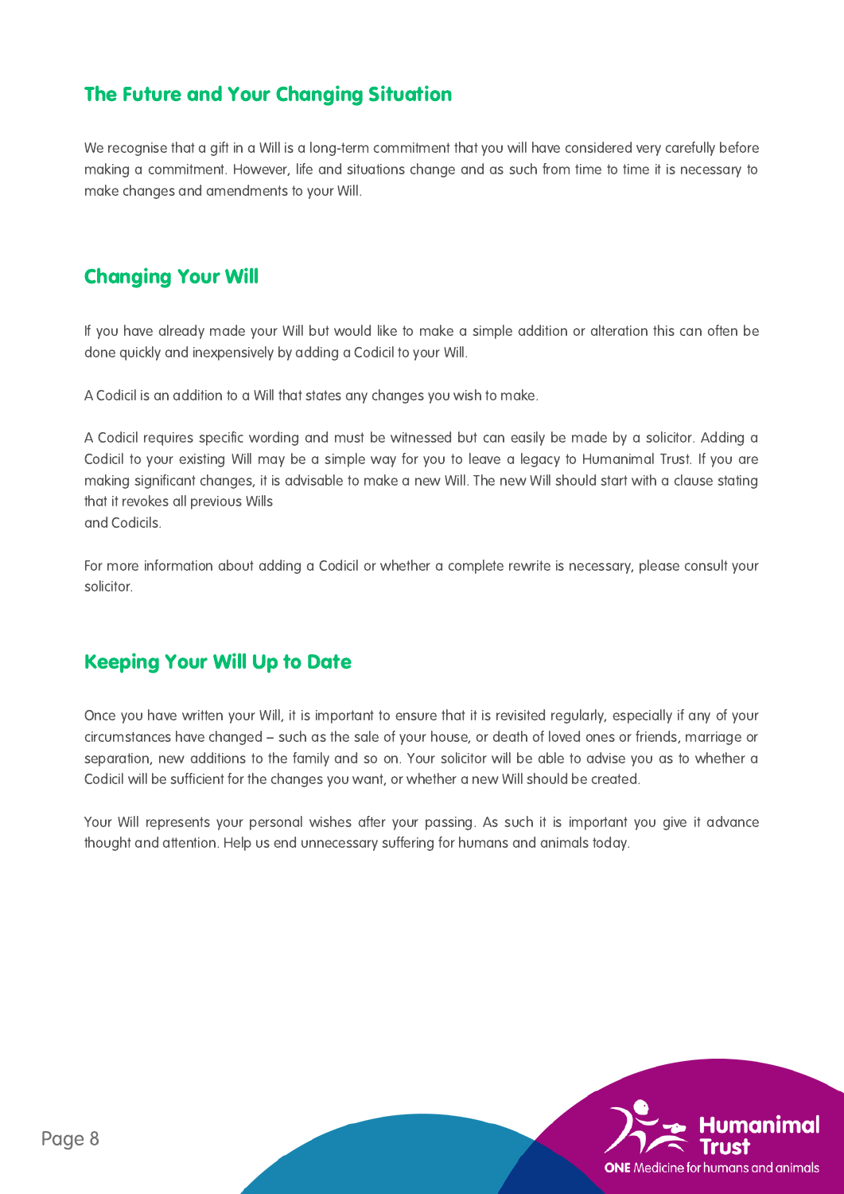## The Future and Your Changing Situation

We recognise that a gift in a Will is a long-term commitment that you will have considered very carefully before making a commitment. However, life and situations change and as such from time to time it is necessary to make changes and amendments to your Will.

## Changing Your Will

If you have already made your Will but would like to make a simple addition or alteration this can often be done quickly and inexpensively by adding a Codicil to your Will.

A Codicil is an addition to a Will that states any changes you wish to make.

A Codicil requires specific wording and must be witnessed but can easily be made by a solicitor. Adding a Codicil to your existing Will may be a simple way for you to leave a legacy to Humanimal Trust. If you are making significant changes, it is advisable to make a new Will. The new Will should start with a clause stating that it revokes all previous Wills and Codicils.

For more information about adding a Codicil or whether a complete rewrite is necessary, please consult your solicitor.

## Keeping Your Will Up to Date

Once you have written your Will, it is important to ensure that it is revisited regularly, especially if any of your circumstances have changed – such as the sale of your house, or death of loved ones or friends, marriage or separation, new additions to the family and so on. Your solicitor will be able to advise you as to whether a Codicil will be sufficient for the changes you want, or whether a new Will should be created.

Your Will represents your personal wishes after your passing. As such it is important you give it advance thought and attention. Help us end unnecessary suffering for humans and animals today.

Humanimal Trust

**ONE** Medicine for humans and animals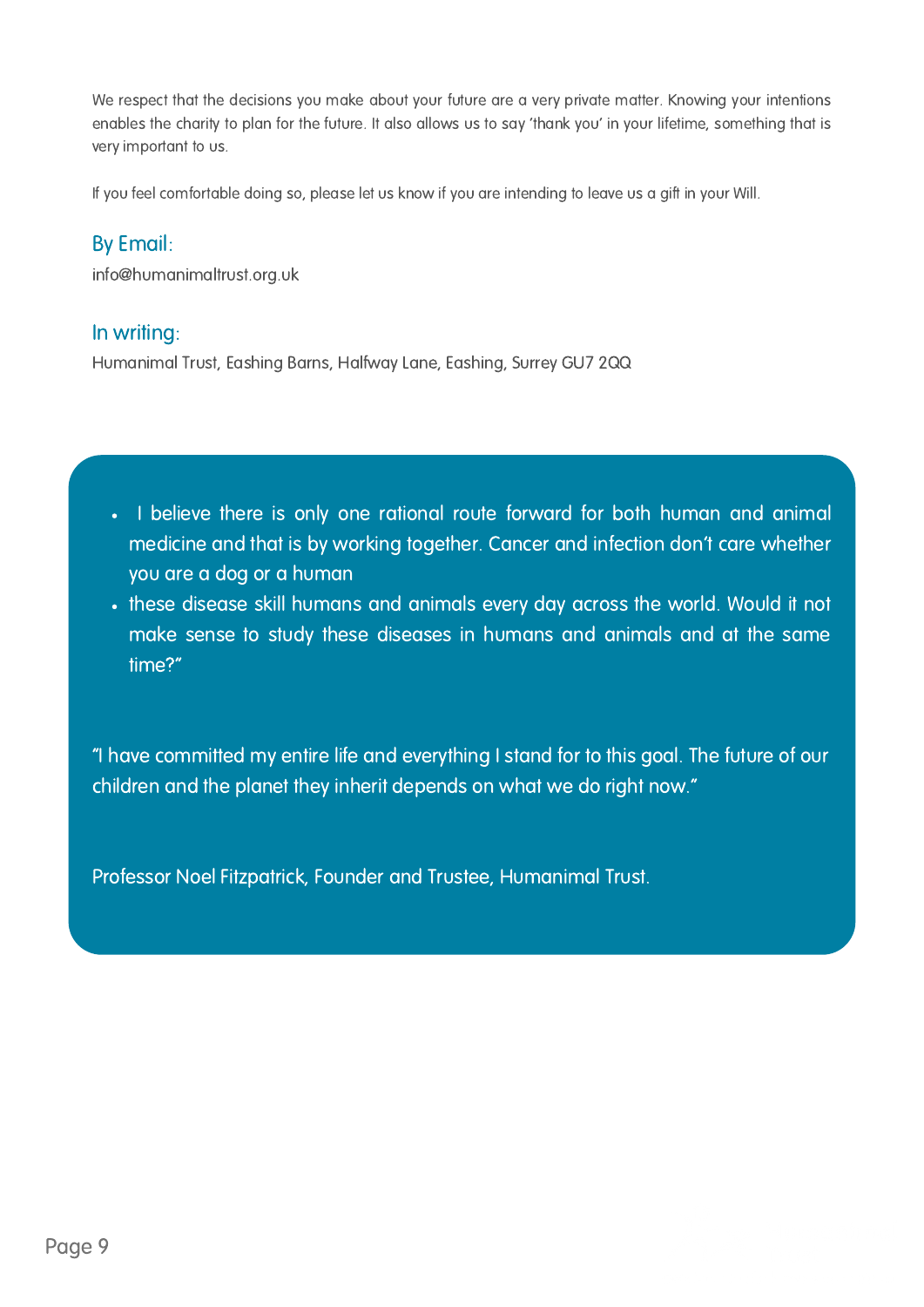We respect that the decisions you make about your future are a very private matter. Knowing your intentions enables the charity to plan for the future. It also allows us to say 'thank you' in your lifetime, something that is very important to us.

If you feel comfortable doing so, please let us know if you are intending to leave us a gift in your Will.

### By Email:

info@humanimaltrust.org.uk

### In writing:

Humanimal Trust, Eashing Barns, Halfway Lane, Eashing, Surrey GU7 2QQ

- I believe there is only one rational route forward for both human and animal medicine and that is by working together. Cancer and infection don't care whether you are a dog or a human
- these disease skill humans and animals every day across the world. Would it not make sense to study these diseases in humans and animals and at the same time?"

"I have committed my entire life and everything I stand for to this goal. The future of our children and the planet they inherit depends on what we do right now."

Professor Noel Fitzpatrick, Founder and Trustee, Humanimal Trust.